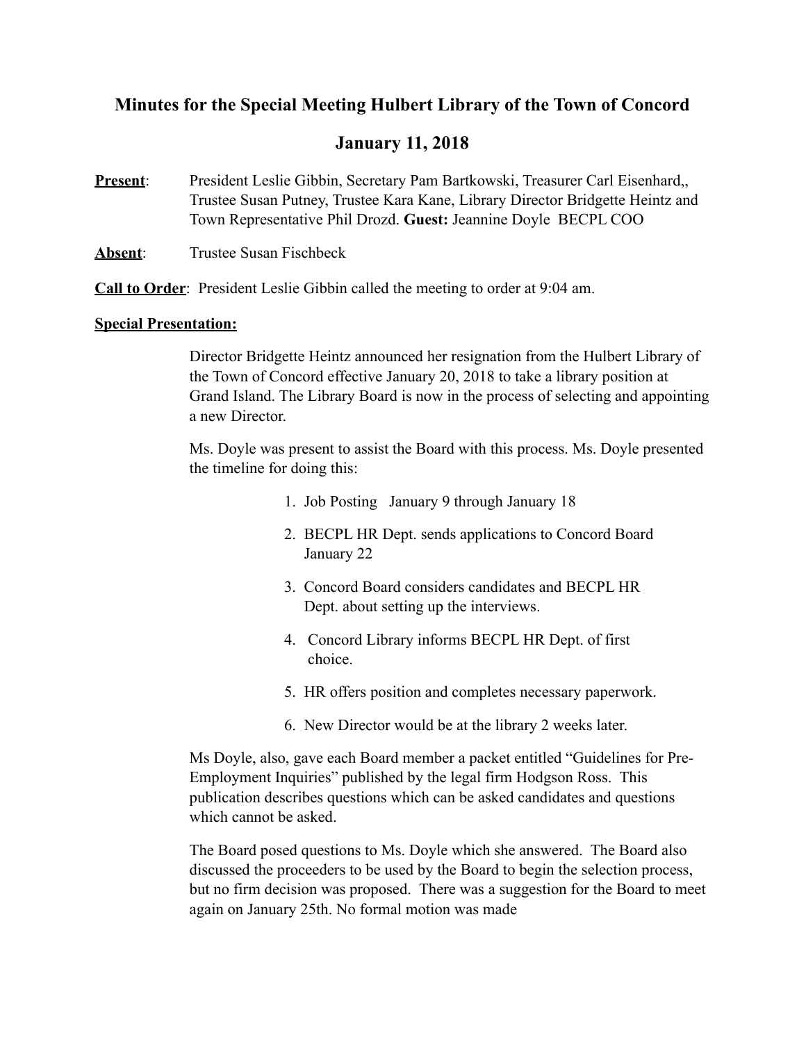# Minutes for the Special Meeting Hulbert Library of the Town of Concord

## January 11, 2018

**Present**: President Leslie Gibbin, Secretary Pam Bartkowski, Treasurer Carl Eisenhard,, Trustee Susan Putney, Trustee Kara Kane, Library Director Bridgette Heintz and Town Representative Phil Drozd. **Guest:** Jeannine Doyle BECPL COO

**Absent**: Trustee Susan Fischbeck

**Call to Order**: President Leslie Gibbin called the meeting to order at 9:04 am.

**Special Presentation:**

Director Bridgette Heintz announced her resignation from the Hulbert Library of the Town of Concord effective January 20, 2018 to take a library position at Grand Island. The Library Board is now in the process of selecting and appointing a new Director.

Ms. Doyle was present to assist the Board with this process. Ms. Doyle presented the timeline for doing this:

1. Job Posting January 9 through January 18
2. BECPL HR Dept. sends applications to Concord Board January 22
3. Concord Board considers candidates and BECPL HR Dept. about setting up the interviews.
4. Concord Library informs BECPL HR Dept. of first choice.
5. HR offers position and completes necessary paperwork.
6. New Director would be at the library 2 weeks later.

Ms Doyle, also, gave each Board member a packet entitled "Guidelines for Pre-Employment Inquiries" published by the legal firm Hodgson Ross. This publication describes questions which can be asked candidates and questions which cannot be asked.

The Board posed questions to Ms. Doyle which she answered. The Board also discussed the proceeders to be used by the Board to begin the selection process, but no firm decision was proposed. There was a suggestion for the Board to meet again on January 25th. No formal motion was made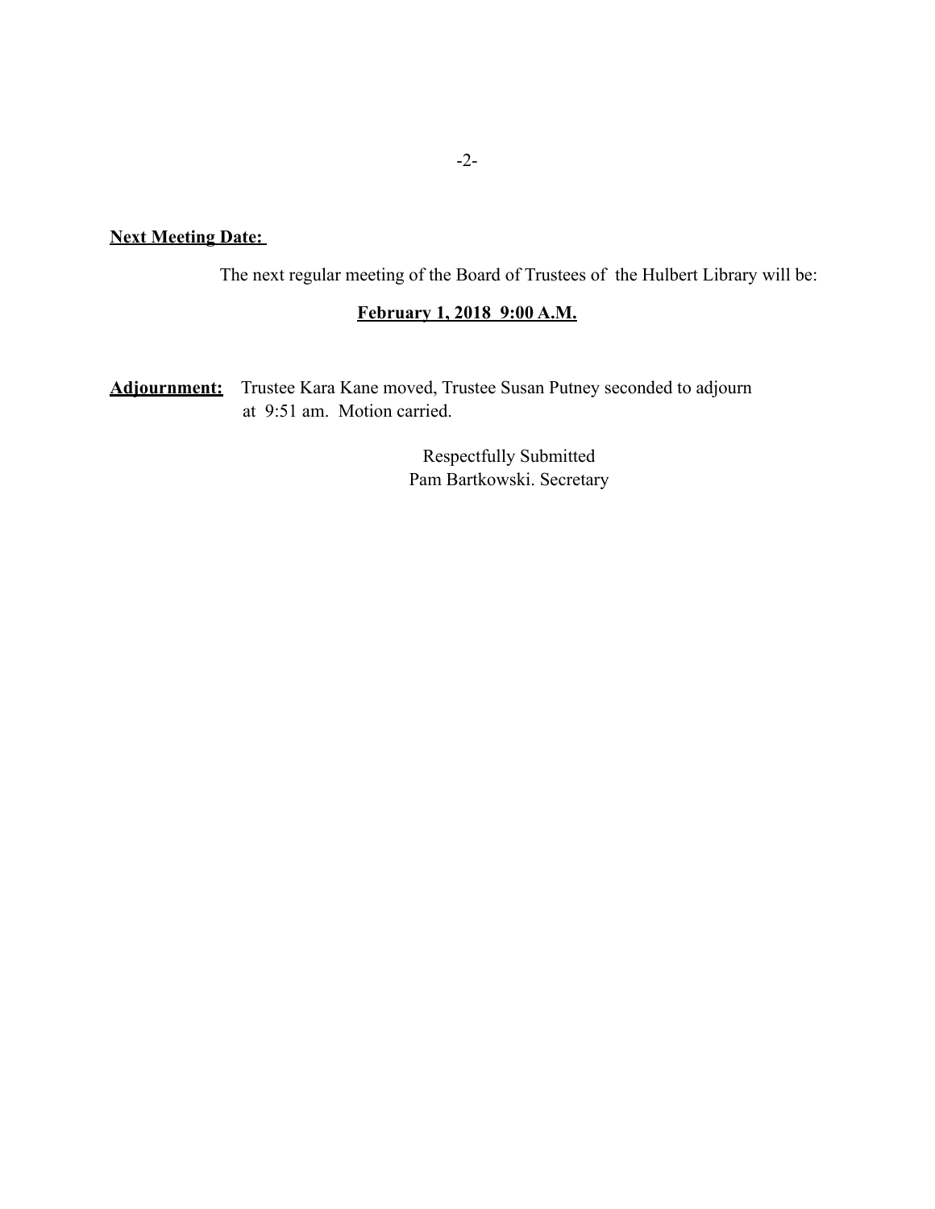**Next Meeting Date:**

The next regular meeting of the Board of Trustees of the Hulbert Library will be:

**February 1, 2018 9:00 A.M.**

**Adjournment:** Trustee Kara Kane moved, Trustee Susan Putney seconded to adjourn at 9:51 am. Motion carried.

Respectfully Submitted
Pam Bartkowski. Secretary